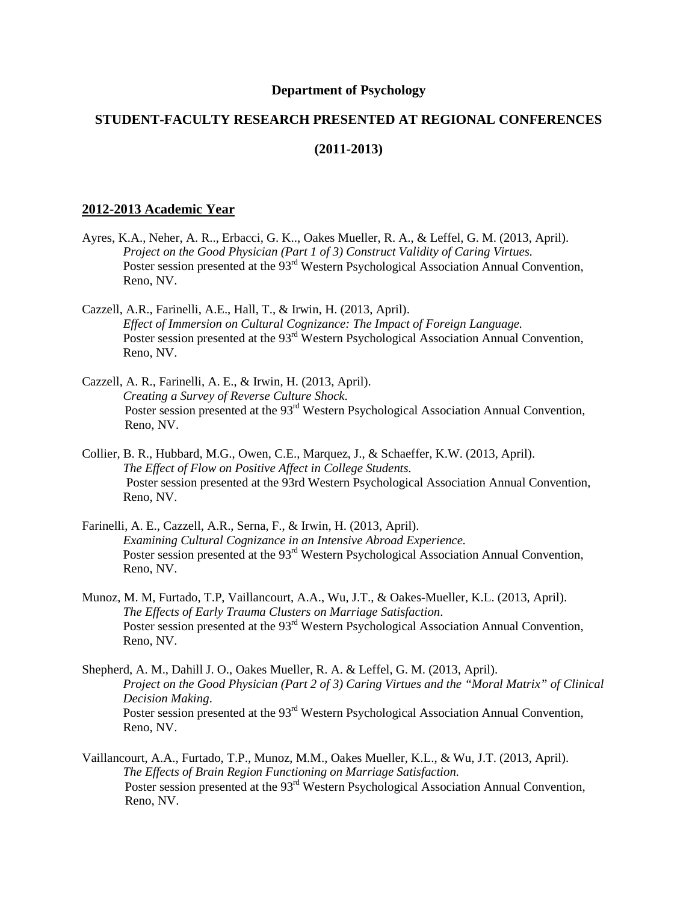**Department of Psychology**

**STUDENT-FACULTY RESEARCH PRESENTED AT REGIONAL CONFERENCES**

**(2011-2013)**

## 2012-2013 Academic Year

Ayres, K.A., Neher, A. R.., Erbacci, G. K.., Oakes Mueller, R. A., & Leffel, G. M. (2013, April). *Project on the Good Physician (Part 1 of 3) Construct Validity of Caring Virtues.* Poster session presented at the 93rd Western Psychological Association Annual Convention, Reno, NV.

Cazzell, A.R., Farinelli, A.E., Hall, T., & Irwin, H. (2013, April). *Effect of Immersion on Cultural Cognizance: The Impact of Foreign Language.* Poster session presented at the 93rd Western Psychological Association Annual Convention, Reno, NV.

Cazzell, A. R., Farinelli, A. E., & Irwin, H. (2013, April). *Creating a Survey of Reverse Culture Shock*. Poster session presented at the 93rd Western Psychological Association Annual Convention, Reno, NV.

Collier, B. R., Hubbard, M.G., Owen, C.E., Marquez, J., & Schaeffer, K.W. (2013, April). *The Effect of Flow on Positive Affect in College Students.* Poster session presented at the 93rd Western Psychological Association Annual Convention, Reno, NV.

Farinelli, A. E., Cazzell, A.R., Serna, F., & Irwin, H. (2013, April). *Examining Cultural Cognizance in an Intensive Abroad Experience.* Poster session presented at the 93rd Western Psychological Association Annual Convention, Reno, NV.

Munoz, M. M, Furtado, T.P, Vaillancourt, A.A., Wu, J.T., & Oakes-Mueller, K.L. (2013, April). *The Effects of Early Trauma Clusters on Marriage Satisfaction*. Poster session presented at the 93rd Western Psychological Association Annual Convention, Reno, NV.

Shepherd, A. M., Dahill J. O., Oakes Mueller, R. A. & Leffel, G. M. (2013, April). *Project on the Good Physician (Part 2 of 3) Caring Virtues and the "Moral Matrix" of Clinical Decision Making*. Poster session presented at the 93rd Western Psychological Association Annual Convention, Reno, NV.

Vaillancourt, A.A., Furtado, T.P., Munoz, M.M., Oakes Mueller, K.L., & Wu, J.T. (2013, April). *The Effects of Brain Region Functioning on Marriage Satisfaction.* Poster session presented at the 93rd Western Psychological Association Annual Convention, Reno, NV.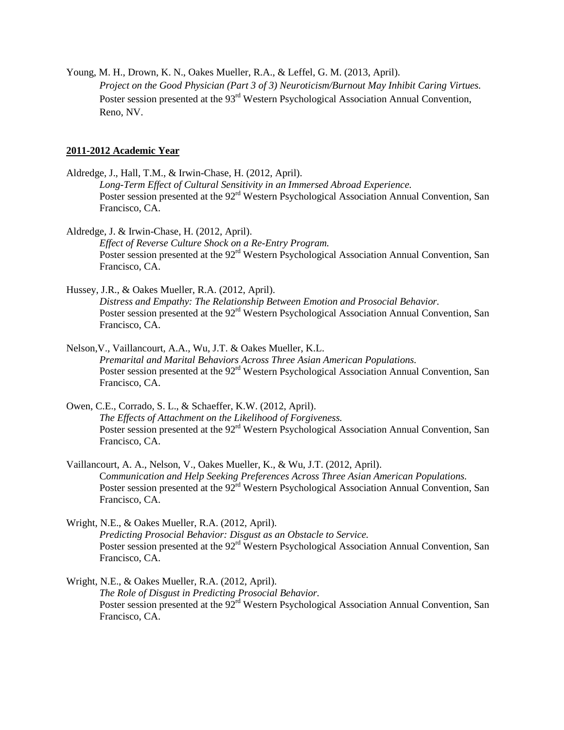Young, M. H., Drown, K. N., Oakes Mueller, R.A., & Leffel, G. M. (2013, April).
*Project on the Good Physician (Part 3 of 3) Neuroticism/Burnout May Inhibit Caring Virtues.* Poster session presented at the 93rd Western Psychological Association Annual Convention, Reno, NV.

**2011-2012 Academic Year**

Aldredge, J., Hall, T.M., & Irwin-Chase, H. (2012, April).
*Long-Term Effect of Cultural Sensitivity in an Immersed Abroad Experience.* Poster session presented at the 92nd Western Psychological Association Annual Convention, San Francisco, CA.

Aldredge, J. & Irwin-Chase, H. (2012, April).
*Effect of Reverse Culture Shock on a Re-Entry Program.* Poster session presented at the 92nd Western Psychological Association Annual Convention, San Francisco, CA.

Hussey, J.R., & Oakes Mueller, R.A. (2012, April).
*Distress and Empathy: The Relationship Between Emotion and Prosocial Behavior.* Poster session presented at the 92nd Western Psychological Association Annual Convention, San Francisco, CA.

Nelson,V., Vaillancourt, A.A., Wu, J.T. & Oakes Mueller, K.L.
*Premarital and Marital Behaviors Across Three Asian American Populations.* Poster session presented at the 92nd Western Psychological Association Annual Convention, San Francisco, CA.

Owen, C.E., Corrado, S. L., & Schaeffer, K.W. (2012, April).
*The Effects of Attachment on the Likelihood of Forgiveness.* Poster session presented at the 92nd Western Psychological Association Annual Convention, San Francisco, CA.

Vaillancourt, A. A., Nelson, V., Oakes Mueller, K., & Wu, J.T. (2012, April).
C*ommunication and Help Seeking Preferences Across Three Asian American Populations.* Poster session presented at the 92nd Western Psychological Association Annual Convention, San Francisco, CA.

Wright, N.E., & Oakes Mueller, R.A. (2012, April).
*Predicting Prosocial Behavior: Disgust as an Obstacle to Service.* Poster session presented at the 92nd Western Psychological Association Annual Convention, San Francisco, CA.

Wright, N.E., & Oakes Mueller, R.A. (2012, April).
*The Role of Disgust in Predicting Prosocial Behavior.* Poster session presented at the 92nd Western Psychological Association Annual Convention, San Francisco, CA.